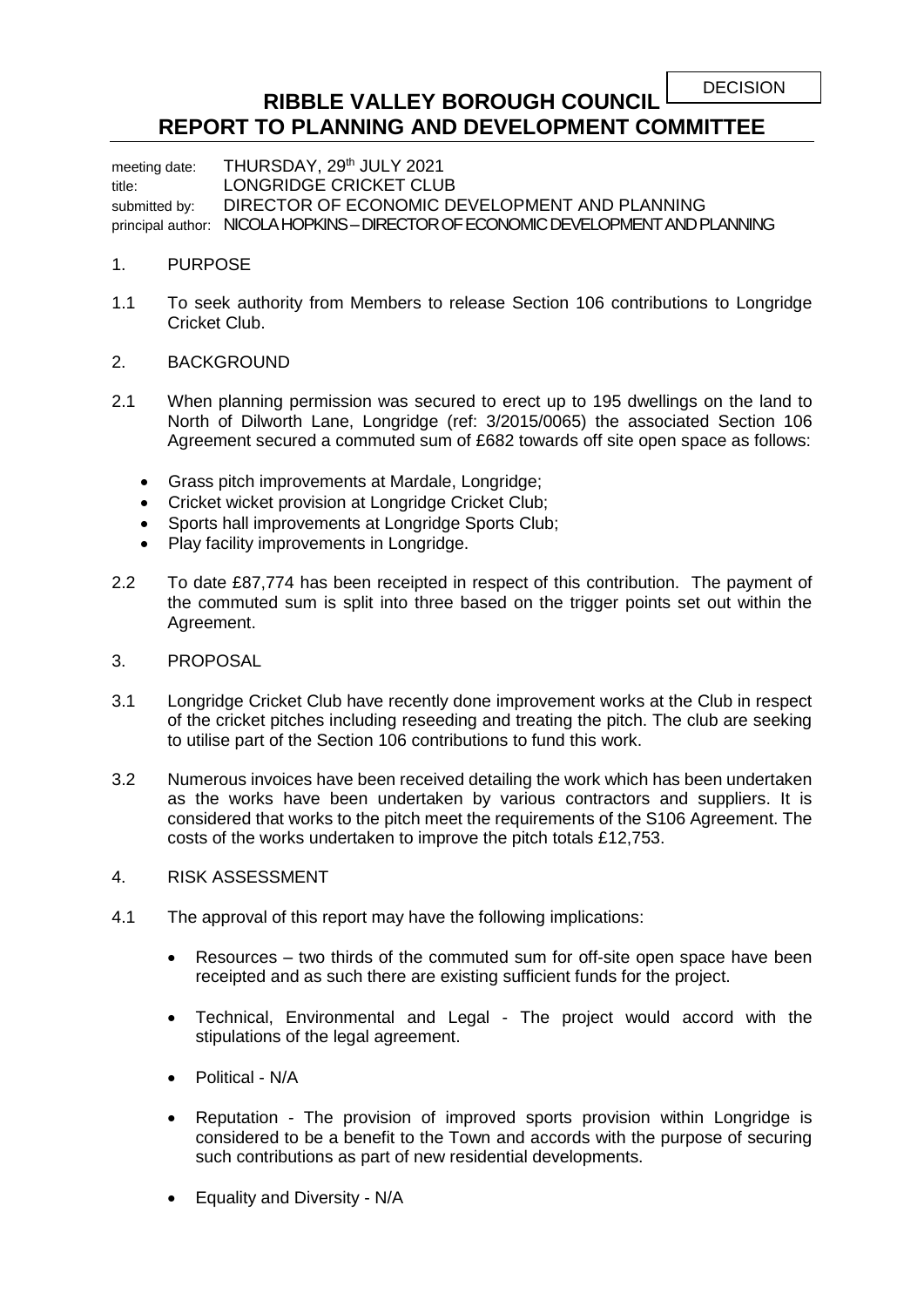DECISION

# RIBBLE VALLEY BOROUGH COUNCIL
# REPORT TO PLANNING AND DEVELOPMENT COMMITTEE

meeting date: THURSDAY, 29th JULY 2021
title: LONGRIDGE CRICKET CLUB
submitted by: DIRECTOR OF ECONOMIC DEVELOPMENT AND PLANNING
principal author: NICOLA HOPKINS – DIRECTOR OF ECONOMIC DEVELOPMENT AND PLANNING

1. PURPOSE

1.1 To seek authority from Members to release Section 106 contributions to Longridge Cricket Club.

2. BACKGROUND

2.1 When planning permission was secured to erect up to 195 dwellings on the land to North of Dilworth Lane, Longridge (ref: 3/2015/0065) the associated Section 106 Agreement secured a commuted sum of £682 towards off site open space as follows:

- Grass pitch improvements at Mardale, Longridge;
- Cricket wicket provision at Longridge Cricket Club;
- Sports hall improvements at Longridge Sports Club;
- Play facility improvements in Longridge.

2.2 To date £87,774 has been receipted in respect of this contribution. The payment of the commuted sum is split into three based on the trigger points set out within the Agreement.

3. PROPOSAL

3.1 Longridge Cricket Club have recently done improvement works at the Club in respect of the cricket pitches including reseeding and treating the pitch. The club are seeking to utilise part of the Section 106 contributions to fund this work.

3.2 Numerous invoices have been received detailing the work which has been undertaken as the works have been undertaken by various contractors and suppliers. It is considered that works to the pitch meet the requirements of the S106 Agreement. The costs of the works undertaken to improve the pitch totals £12,753.

4. RISK ASSESSMENT

4.1 The approval of this report may have the following implications:

- Resources – two thirds of the commuted sum for off-site open space have been receipted and as such there are existing sufficient funds for the project.
- Technical, Environmental and Legal - The project would accord with the stipulations of the legal agreement.
- Political - N/A
- Reputation - The provision of improved sports provision within Longridge is considered to be a benefit to the Town and accords with the purpose of securing such contributions as part of new residential developments.
- Equality and Diversity - N/A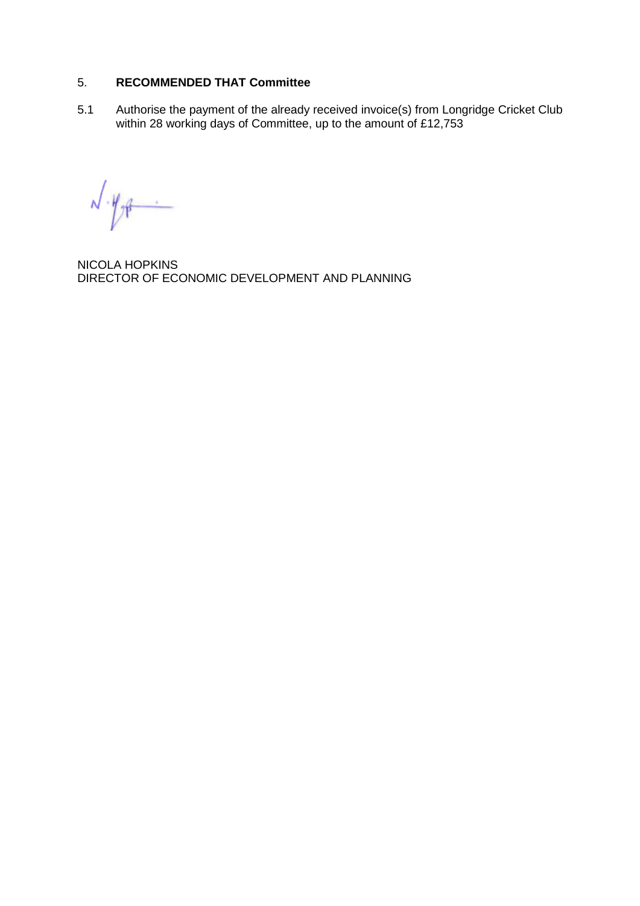5. **RECOMMENDED THAT Committee**

5.1 Authorise the payment of the already received invoice(s) from Longridge Cricket Club within 28 working days of Committee, up to the amount of £12,753

NICOLA HOPKINS
DIRECTOR OF ECONOMIC DEVELOPMENT AND PLANNING